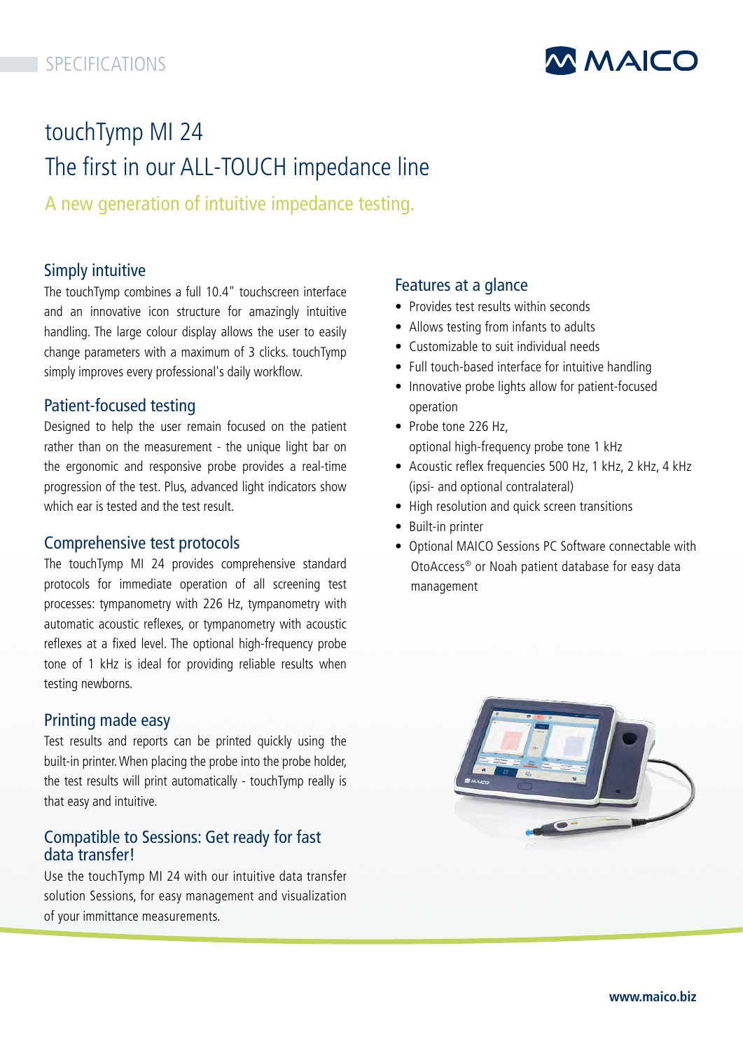SPECIFICATIONS

# touchTymp MI 24
# The first in our ALL-TOUCH impedance line

## A new generation of intuitive impedance testing.

### Simply intuitive

The touchTymp combines a full 10.4" touchscreen interface and an innovative icon structure for amazingly intuitive handling. The large colour display allows the user to easily change parameters with a maximum of 3 clicks. touchTymp simply improves every professional's daily workflow.

### Patient-focused testing

Designed to help the user remain focused on the patient rather than on the measurement - the unique light bar on the ergonomic and responsive probe provides a real-time progression of the test. Plus, advanced light indicators show which ear is tested and the test result.

### Comprehensive test protocols

The touchTymp MI 24 provides comprehensive standard protocols for immediate operation of all screening test processes: tympanometry with 226 Hz, tympanometry with automatic acoustic reflexes, or tympanometry with acoustic reflexes at a fixed level. The optional high-frequency probe tone of 1 kHz is ideal for providing reliable results when testing newborns.

### Printing made easy

Test results and reports can be printed quickly using the built-in printer. When placing the probe into the probe holder, the test results will print automatically - touchTymp really is that easy and intuitive.

### Compatible to Sessions: Get ready for fast data transfer!

Use the touchTymp MI 24 with our intuitive data transfer solution Sessions, for easy management and visualization of your immittance measurements.

### Features at a glance

- Provides test results within seconds
- Allows testing from infants to adults
- Customizable to suit individual needs
- Full touch-based interface for intuitive handling
- Innovative probe lights allow for patient-focused operation
- Probe tone 226 Hz, optional high-frequency probe tone 1 kHz
- Acoustic reflex frequencies 500 Hz, 1 kHz, 2 kHz, 4 kHz (ipsi- and optional contralateral)
- High resolution and quick screen transitions
- Built-in printer
- Optional MAICO Sessions PC Software connectable with OtoAccess® or Noah patient database for easy data management

www.maico.biz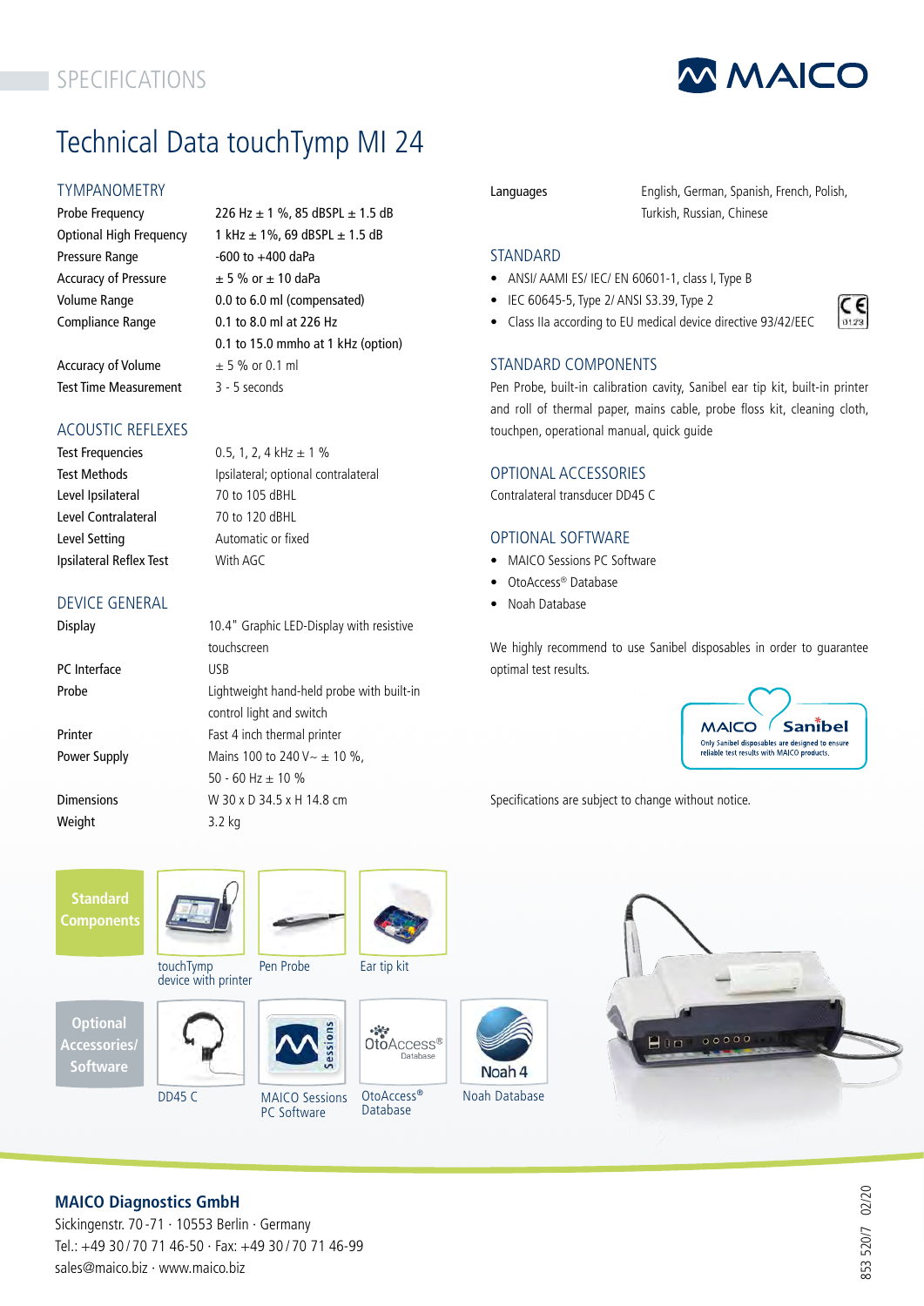SPECIFICATIONS

# Technical Data touchTymp MI 24

## TYMPANOMETRY

| | |
|---|---|
| Probe Frequency | 226 Hz ± 1 %, 85 dBSPL ± 1.5 dB |
| Optional High Frequency | 1 kHz ± 1%, 69 dBSPL ± 1.5 dB |
| Pressure Range | -600 to +400 daPa |
| Accuracy of Pressure | ± 5 % or ± 10 daPa |
| Volume Range | 0.0 to 6.0 ml (compensated) |
| Compliance Range | 0.1 to 8.0 ml at 226 Hz<br>0.1 to 15.0 mmho at 1 kHz (option) |
| Accuracy of Volume | ± 5 % or 0.1 ml |
| Test Time Measurement | 3 - 5 seconds |

## ACOUSTIC REFLEXES

| | |
|---|---|
| Test Frequencies | 0.5, 1, 2, 4 kHz ± 1 % |
| Test Methods | Ipsilateral; optional contralateral |
| Level Ipsilateral | 70 to 105 dBHL |
| Level Contralateral | 70 to 120 dBHL |
| Level Setting | Automatic or fixed |
| Ipsilateral Reflex Test | With AGC |

## DEVICE GENERAL

| | |
|---|---|
| Display | 10.4" Graphic LED-Display with resistive touchscreen |
| PC Interface | USB |
| Probe | Lightweight hand-held probe with built-in control light and switch |
| Printer | Fast 4 inch thermal printer |
| Power Supply | Mains 100 to 240 V~ ± 10 %,<br>50 - 60 Hz ± 10 % |
| Dimensions | W 30 x D 34.5 x H 14.8 cm |
| Weight | 3.2 kg |

| | |
|---|---|
| Languages | English, German, Spanish, French, Polish, Turkish, Russian, Chinese |

## STANDARD

- ANSI/ AAMI ES/ IEC/ EN 60601-1, class I, Type B
- IEC 60645-5, Type 2/ ANSI S3.39, Type 2
- Class IIa according to EU medical device directive 93/42/EEC

CE 0123

## STANDARD COMPONENTS

Pen Probe, built-in calibration cavity, Sanibel ear tip kit, built-in printer and roll of thermal paper, mains cable, probe floss kit, cleaning cloth, touchpen, operational manual, quick guide

## OPTIONAL ACCESSORIES

Contralateral transducer DD45 C

## OPTIONAL SOFTWARE

- MAICO Sessions PC Software
- OtoAccess® Database
- Noah Database

We highly recommend to use Sanibel disposables in order to guarantee optimal test results.

MAICO Sanibel
Only Sanibel disposables are designed to ensure reliable test results with MAICO products.

Specifications are subject to change without notice.

**Standard Components**

touchTymp device with printer

Pen Probe

Ear tip kit

**Optional Accessories/ Software**

DD45 C

MAICO Sessions PC Software

OtoAccess® Database

Noah Database

**MAICO Diagnostics GmbH**
Sickingenstr. 70-71 · 10553 Berlin · Germany
Tel.: +49 30 / 70 71 46-50 · Fax: +49 30 / 70 71 46-99
sales@maico.biz · www.maico.biz

853 520/7 02/20